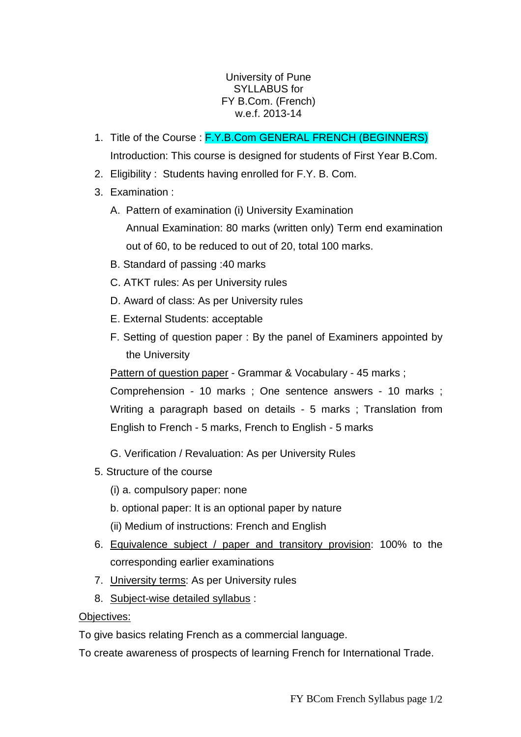University of Pune
SYLLABUS for
FY B.Com. (French)
w.e.f. 2013-14

1. Title of the Course : F.Y.B.Com GENERAL FRENCH (BEGINNERS)
   Introduction: This course is designed for students of First Year B.Com.
2. Eligibility : Students having enrolled for F.Y. B. Com.
3. Examination :
   A. Pattern of examination (i) University Examination
      Annual Examination: 80 marks (written only) Term end examination out of 60, to be reduced to out of 20, total 100 marks.
   B. Standard of passing :40 marks
   C. ATKT rules: As per University rules
   D. Award of class: As per University rules
   E. External Students: acceptable
   F. Setting of question paper : By the panel of Examiners appointed by the University

   Pattern of question paper - Grammar & Vocabulary - 45 marks ; Comprehension - 10 marks ; One sentence answers - 10 marks ; Writing a paragraph based on details - 5 marks ; Translation from English to French - 5 marks, French to English - 5 marks

   G. Verification / Revaluation: As per University Rules
5. Structure of the course
   (i) a. compulsory paper: none
   b. optional paper: It is an optional paper by nature
   (ii) Medium of instructions: French and English
6. Equivalence subject / paper and transitory provision: 100% to the corresponding earlier examinations
7. University terms: As per University rules
8. Subject-wise detailed syllabus :

Objectives:

To give basics relating French as a commercial language.

To create awareness of prospects of learning French for International Trade.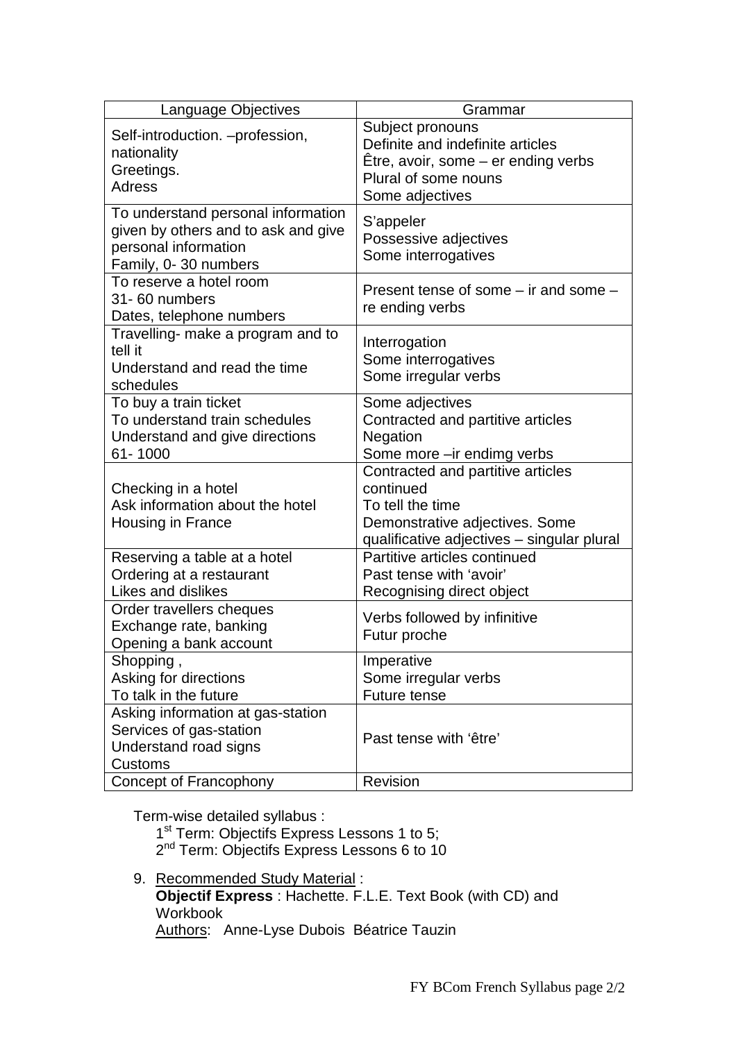| Language Objectives | Grammar |
|---|---|
| Self-introduction. –profession, nationality<br>Greetings.<br>Adress | Subject pronouns<br>Definite and indefinite articles<br>Être, avoir, some – er ending verbs<br>Plural of some nouns<br>Some adjectives |
| To understand personal information given by others and to ask and give personal information<br>Family, 0- 30 numbers | S'appeler<br>Possessive adjectives<br>Some interrogatives |
| To reserve a hotel room<br>31- 60 numbers<br>Dates, telephone numbers | Present tense of some – ir and some – re ending verbs |
| Travelling- make a program and to tell it<br>Understand and read the time schedules | Interrogation<br>Some interrogatives<br>Some irregular verbs |
| To buy a train ticket<br>To understand train schedules<br>Understand and give directions<br>61- 1000 | Some adjectives<br>Contracted and partitive articles<br>Negation<br>Some more –ir endimg verbs |
| Checking in a hotel<br>Ask information about the hotel<br>Housing in France | Contracted and partitive articles continued<br>To tell the time<br>Demonstrative adjectives. Some qualificative adjectives – singular plural |
| Reserving a table at a hotel<br>Ordering at a restaurant<br>Likes and dislikes | Partitive articles continued<br>Past tense with 'avoir'<br>Recognising direct object |
| Order travellers cheques<br>Exchange rate, banking<br>Opening a bank account | Verbs followed by infinitive<br>Futur proche |
| Shopping ,<br>Asking for directions<br>To talk in the future | Imperative<br>Some irregular verbs<br>Future tense |
| Asking information at gas-station<br>Services of gas-station<br>Understand road signs<br>Customs | Past tense with 'être' |
| Concept of Francophony | Revision |

Term-wise detailed syllabus :

1st Term: Objectifs Express Lessons 1 to 5;
2nd Term: Objectifs Express Lessons 6 to 10

9. Recommended Study Material :
   **Objectif Express** : Hachette. F.L.E. Text Book (with CD) and Workbook
   Authors: Anne-Lyse Dubois Béatrice Tauzin